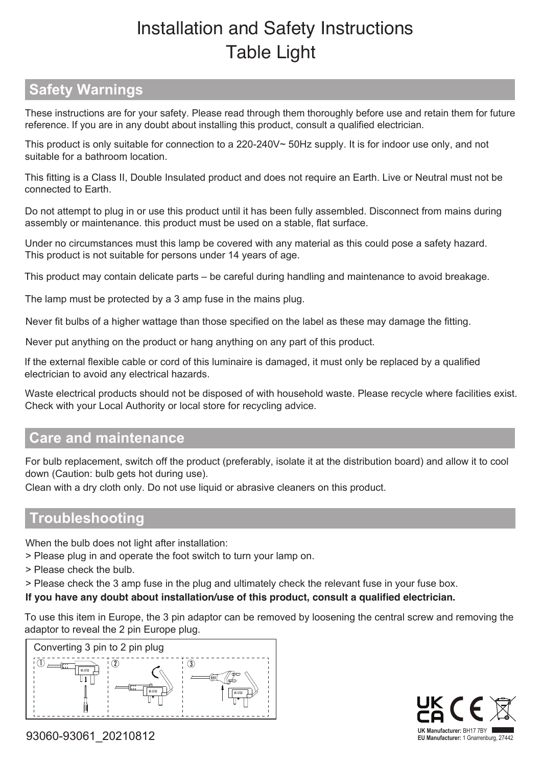# Installation and Safety Instructions
# Table Light

## Safety Warnings

These instructions are for your safety. Please read through them thoroughly before use and retain them for future reference. If you are in any doubt about installing this product, consult a qualified electrician.

This product is only suitable for connection to a 220-240V~ 50Hz supply. It is for indoor use only, and not suitable for a bathroom location.

This fitting is a Class II, Double Insulated product and does not require an Earth. Live or Neutral must not be connected to Earth.

Do not attempt to plug in or use this product until it has been fully assembled. Disconnect from mains during assembly or maintenance. this product must be used on a stable, flat surface.

Under no circumstances must this lamp be covered with any material as this could pose a safety hazard. This product is not suitable for persons under 14 years of age.

This product may contain delicate parts – be careful during handling and maintenance to avoid breakage.

The lamp must be protected by a 3 amp fuse in the mains plug.

Never fit bulbs of a higher wattage than those specified on the label as these may damage the fitting.

Never put anything on the product or hang anything on any part of this product.

If the external flexible cable or cord of this luminaire is damaged, it must only be replaced by a qualified electrician to avoid any electrical hazards.

Waste electrical products should not be disposed of with household waste. Please recycle where facilities exist. Check with your Local Authority or local store for recycling advice.

## Care and maintenance

For bulb replacement, switch off the product (preferably, isolate it at the distribution board) and allow it to cool down (Caution: bulb gets hot during use).

Clean with a dry cloth only. Do not use liquid or abrasive cleaners on this product.

## Troubleshooting

When the bulb does not light after installation:

> Please plug in and operate the foot switch to turn your lamp on.

> Please check the bulb.

> Please check the 3 amp fuse in the plug and ultimately check the relevant fuse in your fuse box.

**If you have any doubt about installation/use of this product, consult a qualified electrician.**

To use this item in Europe, the 3 pin adaptor can be removed by loosening the central screw and removing the adaptor to reveal the 2 pin Europe plug.

Converting 3 pin to 2 pin plug

① ② ③

**UK Manufacturer:** BH17 7BY

**EU Manufacturer:** 1 Gnarrenburg, 27442

93060-93061_20210812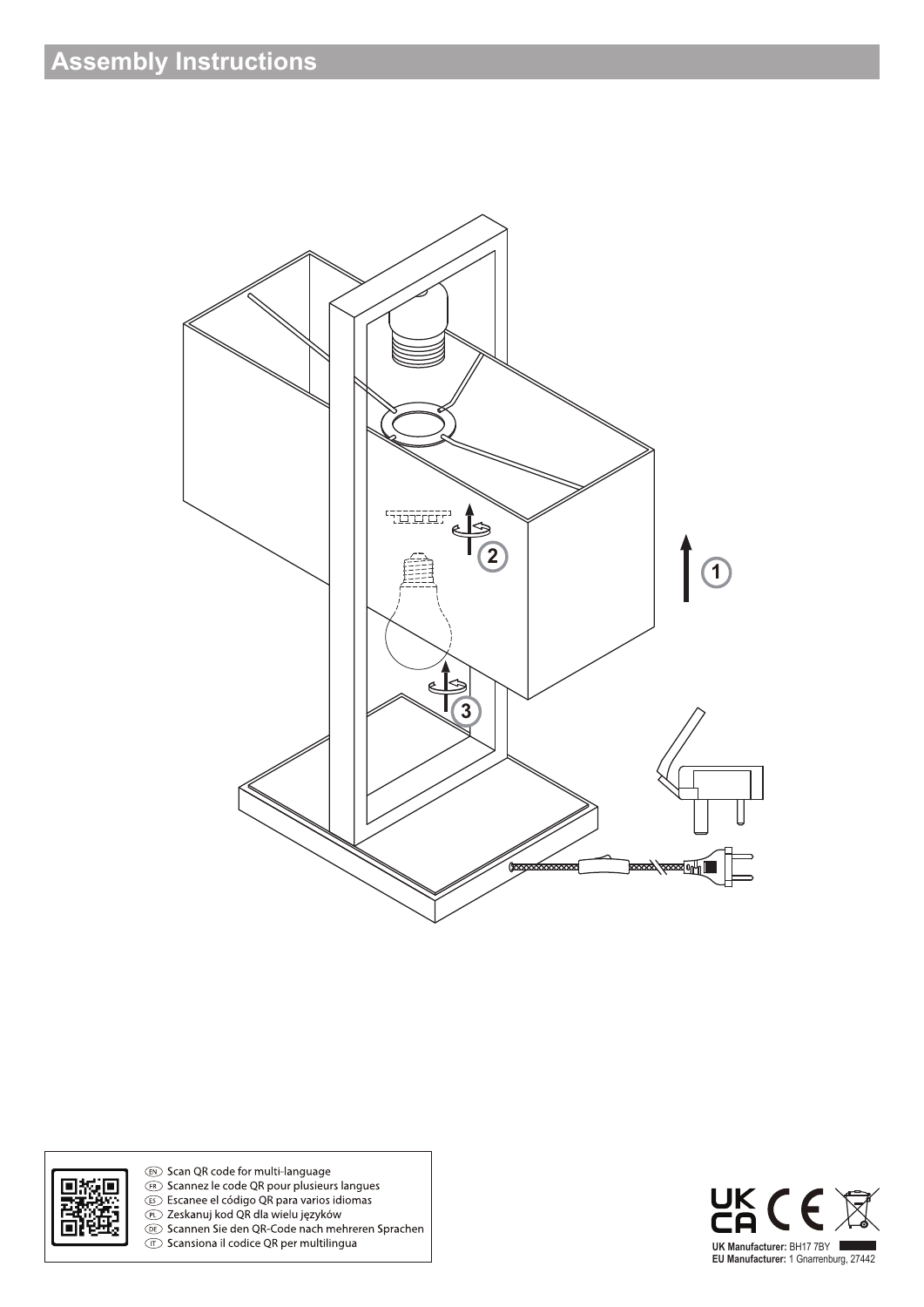# Assembly Instructions

1

2

3

EN Scan QR code for multi-language
FR Scannez le code QR pour plusieurs langues
ES Escanee el código QR para varios idiomas
PL Zeskanuj kod QR dla wielu języków
DE Scannen Sie den QR-Code nach mehreren Sprachen
IT Scansiona il codice QR per multilingua

**UK Manufacturer:** BH17 7BY
**EU Manufacturer:** 1 Gnarrenburg, 27442